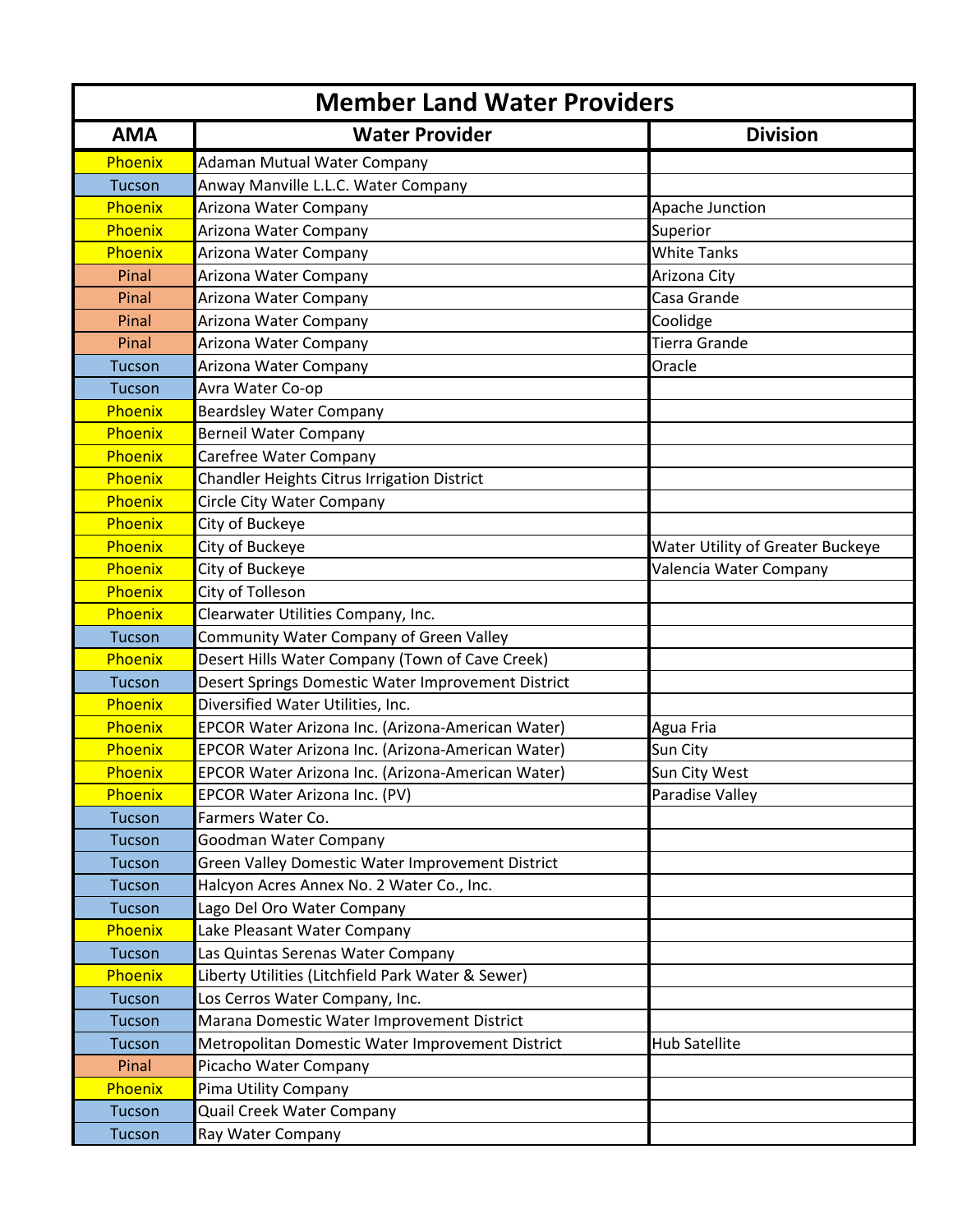# Member Land Water Providers

| AMA | Water Provider | Division |
|---|---|---|
| Phoenix | Adaman Mutual Water Company | |
| Tucson | Anway Manville L.L.C. Water Company | |
| Phoenix | Arizona Water Company | Apache Junction |
| Phoenix | Arizona Water Company | Superior |
| Phoenix | Arizona Water Company | White Tanks |
| Pinal | Arizona Water Company | Arizona City |
| Pinal | Arizona Water Company | Casa Grande |
| Pinal | Arizona Water Company | Coolidge |
| Pinal | Arizona Water Company | Tierra Grande |
| Tucson | Arizona Water Company | Oracle |
| Tucson | Avra Water Co-op | |
| Phoenix | Beardsley Water Company | |
| Phoenix | Berneil Water Company | |
| Phoenix | Carefree Water Company | |
| Phoenix | Chandler Heights Citrus Irrigation District | |
| Phoenix | Circle City Water Company | |
| Phoenix | City of Buckeye | |
| Phoenix | City of Buckeye | Water Utility of Greater Buckeye |
| Phoenix | City of Buckeye | Valencia Water Company |
| Phoenix | City of Tolleson | |
| Phoenix | Clearwater Utilities Company, Inc. | |
| Tucson | Community Water Company of Green Valley | |
| Phoenix | Desert Hills Water Company (Town of Cave Creek) | |
| Tucson | Desert Springs Domestic Water Improvement District | |
| Phoenix | Diversified Water Utilities, Inc. | |
| Phoenix | EPCOR Water Arizona Inc. (Arizona-American Water) | Agua Fria |
| Phoenix | EPCOR Water Arizona Inc. (Arizona-American Water) | Sun City |
| Phoenix | EPCOR Water Arizona Inc. (Arizona-American Water) | Sun City West |
| Phoenix | EPCOR Water Arizona Inc. (PV) | Paradise Valley |
| Tucson | Farmers Water Co. | |
| Tucson | Goodman Water Company | |
| Tucson | Green Valley Domestic Water Improvement District | |
| Tucson | Halcyon Acres Annex No. 2 Water Co., Inc. | |
| Tucson | Lago Del Oro Water Company | |
| Phoenix | Lake Pleasant Water Company | |
| Tucson | Las Quintas Serenas Water Company | |
| Phoenix | Liberty Utilities (Litchfield Park Water & Sewer) | |
| Tucson | Los Cerros Water Company, Inc. | |
| Tucson | Marana Domestic Water Improvement District | |
| Tucson | Metropolitan Domestic Water Improvement District | Hub Satellite |
| Pinal | Picacho Water Company | |
| Phoenix | Pima Utility Company | |
| Tucson | Quail Creek Water Company | |
| Tucson | Ray Water Company | |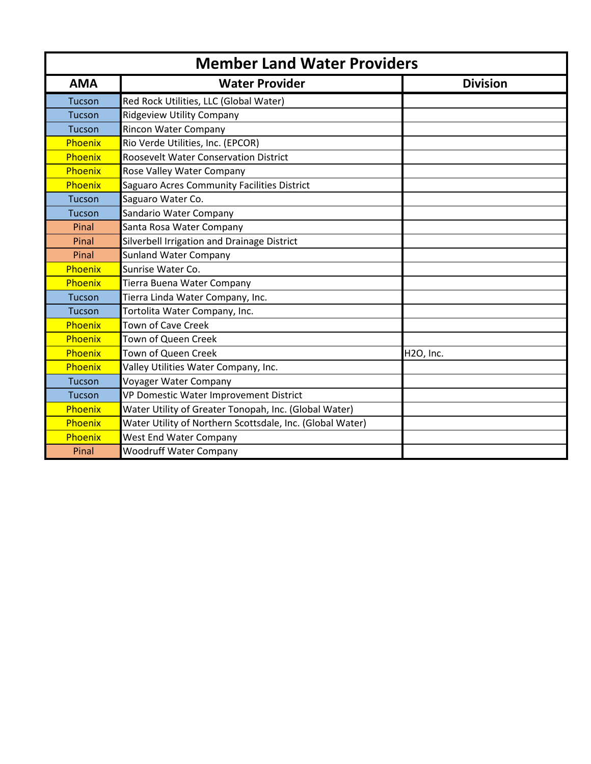| Member Land Water Providers | | |
|---|---|---|
| **AMA** | **Water Provider** | **Division** |
| Tucson | Red Rock Utilities, LLC (Global Water) | |
| Tucson | Ridgeview Utility Company | |
| Tucson | Rincon Water Company | |
| Phoenix | Rio Verde Utilities, Inc. (EPCOR) | |
| Phoenix | Roosevelt Water Conservation District | |
| Phoenix | Rose Valley Water Company | |
| Phoenix | Saguaro Acres Community Facilities District | |
| Tucson | Saguaro Water Co. | |
| Tucson | Sandario Water Company | |
| Pinal | Santa Rosa Water Company | |
| Pinal | Silverbell Irrigation and Drainage District | |
| Pinal | Sunland Water Company | |
| Phoenix | Sunrise Water Co. | |
| Phoenix | Tierra Buena Water Company | |
| Tucson | Tierra Linda Water Company, Inc. | |
| Tucson | Tortolita Water Company, Inc. | |
| Phoenix | Town of Cave Creek | |
| Phoenix | Town of Queen Creek | |
| Phoenix | Town of Queen Creek | H2O, Inc. |
| Phoenix | Valley Utilities Water Company, Inc. | |
| Tucson | Voyager Water Company | |
| Tucson | VP Domestic Water Improvement District | |
| Phoenix | Water Utility of Greater Tonopah, Inc. (Global Water) | |
| Phoenix | Water Utility of Northern Scottsdale, Inc. (Global Water) | |
| Phoenix | West End Water Company | |
| Pinal | Woodruff Water Company | |